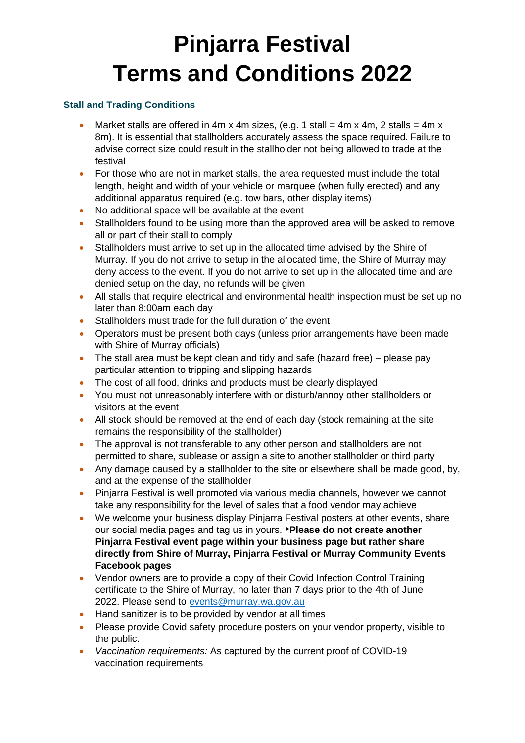# Pinjarra Festival Terms and Conditions 2022

### Stall and Trading Conditions

- Market stalls are offered in 4m x 4m sizes, (e.g. 1 stall = 4m x 4m, 2 stalls = 4m x 8m). It is essential that stallholders accurately assess the space required. Failure to advise correct size could result in the stallholder not being allowed to trade at the festival
- For those who are not in market stalls, the area requested must include the total length, height and width of your vehicle or marquee (when fully erected) and any additional apparatus required (e.g. tow bars, other display items)
- No additional space will be available at the event
- Stallholders found to be using more than the approved area will be asked to remove all or part of their stall to comply
- Stallholders must arrive to set up in the allocated time advised by the Shire of Murray. If you do not arrive to setup in the allocated time, the Shire of Murray may deny access to the event. If you do not arrive to set up in the allocated time and are denied setup on the day, no refunds will be given
- All stalls that require electrical and environmental health inspection must be set up no later than 8:00am each day
- Stallholders must trade for the full duration of the event
- Operators must be present both days (unless prior arrangements have been made with Shire of Murray officials)
- The stall area must be kept clean and tidy and safe (hazard free) – please pay particular attention to tripping and slipping hazards
- The cost of all food, drinks and products must be clearly displayed
- You must not unreasonably interfere with or disturb/annoy other stallholders or visitors at the event
- All stock should be removed at the end of each day (stock remaining at the site remains the responsibility of the stallholder)
- The approval is not transferable to any other person and stallholders are not permitted to share, sublease or assign a site to another stallholder or third party
- Any damage caused by a stallholder to the site or elsewhere shall be made good, by, and at the expense of the stallholder
- Pinjarra Festival is well promoted via various media channels, however we cannot take any responsibility for the level of sales that a food vendor may achieve
- We welcome your business display Pinjarra Festival posters at other events, share our social media pages and tag us in yours. **\*Please do not create another Pinjarra Festival event page within your business page but rather share directly from Shire of Murray, Pinjarra Festival or Murray Community Events Facebook pages**
- Vendor owners are to provide a copy of their Covid Infection Control Training certificate to the Shire of Murray, no later than 7 days prior to the 4th of June 2022. Please send to [events@murray.wa.gov.au](mailto:events@murray.wa.gov.au)
- Hand sanitizer is to be provided by vendor at all times
- Please provide Covid safety procedure posters on your vendor property, visible to the public.
- *Vaccination requirements:* As captured by the current proof of COVID-19 vaccination requirements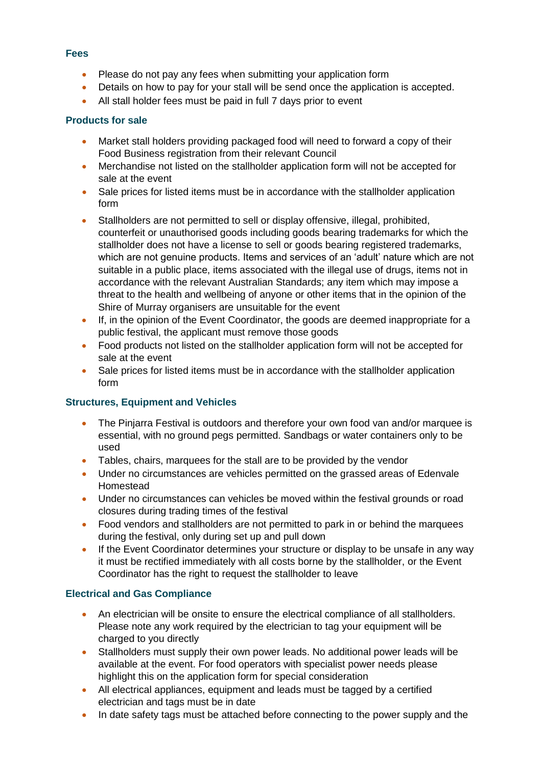### Fees

- Please do not pay any fees when submitting your application form
- Details on how to pay for your stall will be send once the application is accepted.
- All stall holder fees must be paid in full 7 days prior to event

### Products for sale

- Market stall holders providing packaged food will need to forward a copy of their Food Business registration from their relevant Council
- Merchandise not listed on the stallholder application form will not be accepted for sale at the event
- Sale prices for listed items must be in accordance with the stallholder application form
- Stallholders are not permitted to sell or display offensive, illegal, prohibited, counterfeit or unauthorised goods including goods bearing trademarks for which the stallholder does not have a license to sell or goods bearing registered trademarks, which are not genuine products. Items and services of an 'adult' nature which are not suitable in a public place, items associated with the illegal use of drugs, items not in accordance with the relevant Australian Standards; any item which may impose a threat to the health and wellbeing of anyone or other items that in the opinion of the Shire of Murray organisers are unsuitable for the event
- If, in the opinion of the Event Coordinator, the goods are deemed inappropriate for a public festival, the applicant must remove those goods
- Food products not listed on the stallholder application form will not be accepted for sale at the event
- Sale prices for listed items must be in accordance with the stallholder application form

### Structures, Equipment and Vehicles

- The Pinjarra Festival is outdoors and therefore your own food van and/or marquee is essential, with no ground pegs permitted. Sandbags or water containers only to be used
- Tables, chairs, marquees for the stall are to be provided by the vendor
- Under no circumstances are vehicles permitted on the grassed areas of Edenvale Homestead
- Under no circumstances can vehicles be moved within the festival grounds or road closures during trading times of the festival
- Food vendors and stallholders are not permitted to park in or behind the marquees during the festival, only during set up and pull down
- If the Event Coordinator determines your structure or display to be unsafe in any way it must be rectified immediately with all costs borne by the stallholder, or the Event Coordinator has the right to request the stallholder to leave

### Electrical and Gas Compliance

- An electrician will be onsite to ensure the electrical compliance of all stallholders. Please note any work required by the electrician to tag your equipment will be charged to you directly
- Stallholders must supply their own power leads. No additional power leads will be available at the event. For food operators with specialist power needs please highlight this on the application form for special consideration
- All electrical appliances, equipment and leads must be tagged by a certified electrician and tags must be in date
- In date safety tags must be attached before connecting to the power supply and the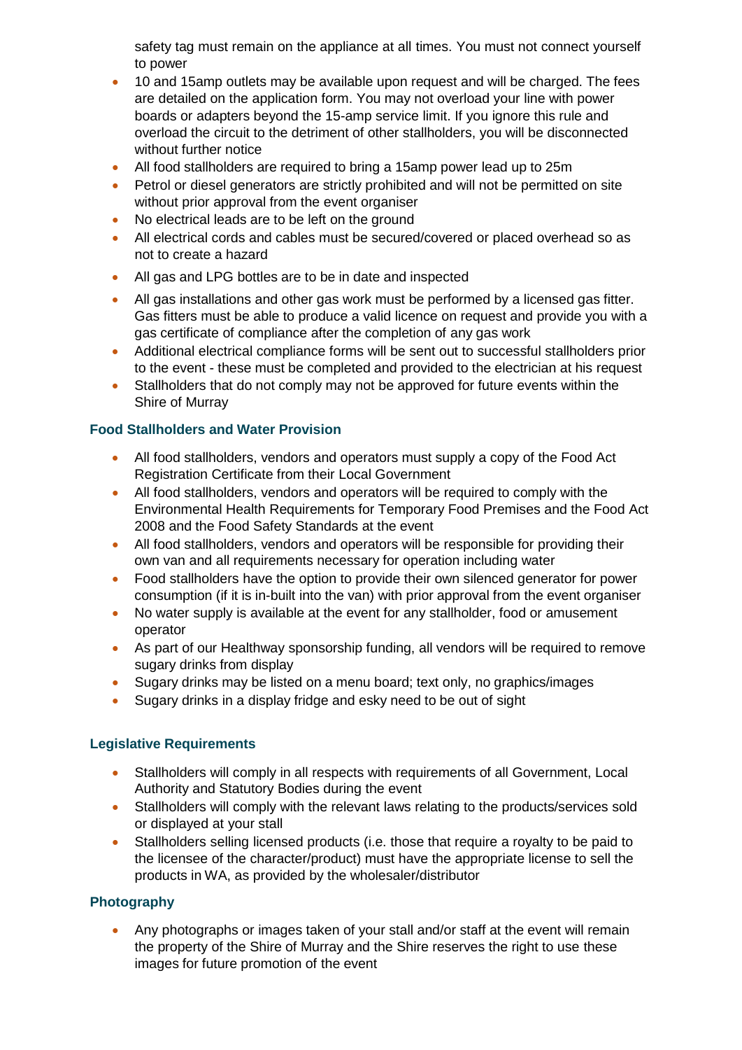safety tag must remain on the appliance at all times. You must not connect yourself to power

- 10 and 15amp outlets may be available upon request and will be charged. The fees are detailed on the application form. You may not overload your line with power boards or adapters beyond the 15-amp service limit. If you ignore this rule and overload the circuit to the detriment of other stallholders, you will be disconnected without further notice
- All food stallholders are required to bring a 15amp power lead up to 25m
- Petrol or diesel generators are strictly prohibited and will not be permitted on site without prior approval from the event organiser
- No electrical leads are to be left on the ground
- All electrical cords and cables must be secured/covered or placed overhead so as not to create a hazard
- All gas and LPG bottles are to be in date and inspected
- All gas installations and other gas work must be performed by a licensed gas fitter. Gas fitters must be able to produce a valid licence on request and provide you with a gas certificate of compliance after the completion of any gas work
- Additional electrical compliance forms will be sent out to successful stallholders prior to the event - these must be completed and provided to the electrician at his request
- Stallholders that do not comply may not be approved for future events within the Shire of Murray

### Food Stallholders and Water Provision

- All food stallholders, vendors and operators must supply a copy of the Food Act Registration Certificate from their Local Government
- All food stallholders, vendors and operators will be required to comply with the Environmental Health Requirements for Temporary Food Premises and the Food Act 2008 and the Food Safety Standards at the event
- All food stallholders, vendors and operators will be responsible for providing their own van and all requirements necessary for operation including water
- Food stallholders have the option to provide their own silenced generator for power consumption (if it is in-built into the van) with prior approval from the event organiser
- No water supply is available at the event for any stallholder, food or amusement operator
- As part of our Healthway sponsorship funding, all vendors will be required to remove sugary drinks from display
- Sugary drinks may be listed on a menu board; text only, no graphics/images
- Sugary drinks in a display fridge and esky need to be out of sight

### Legislative Requirements

- Stallholders will comply in all respects with requirements of all Government, Local Authority and Statutory Bodies during the event
- Stallholders will comply with the relevant laws relating to the products/services sold or displayed at your stall
- Stallholders selling licensed products (i.e. those that require a royalty to be paid to the licensee of the character/product) must have the appropriate license to sell the products in WA, as provided by the wholesaler/distributor

### Photography

- Any photographs or images taken of your stall and/or staff at the event will remain the property of the Shire of Murray and the Shire reserves the right to use these images for future promotion of the event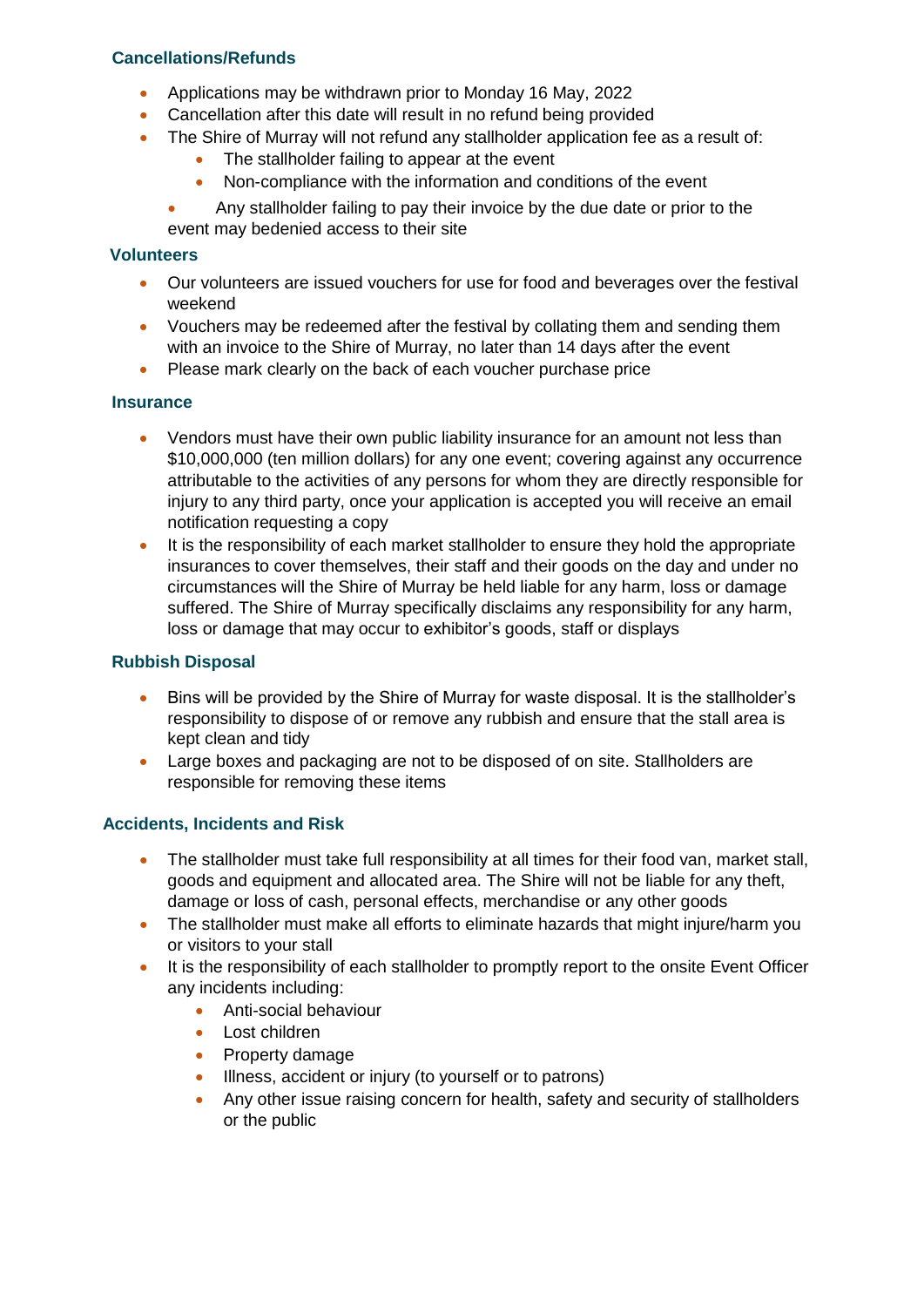## Cancellations/Refunds

- Applications may be withdrawn prior to Monday 16 May, 2022
- Cancellation after this date will result in no refund being provided
- The Shire of Murray will not refund any stallholder application fee as a result of:
  - The stallholder failing to appear at the event
  - Non-compliance with the information and conditions of the event
- Any stallholder failing to pay their invoice by the due date or prior to the event may bedenied access to their site

## Volunteers

- Our volunteers are issued vouchers for use for food and beverages over the festival weekend
- Vouchers may be redeemed after the festival by collating them and sending them with an invoice to the Shire of Murray, no later than 14 days after the event
- Please mark clearly on the back of each voucher purchase price

## Insurance

- Vendors must have their own public liability insurance for an amount not less than $10,000,000 (ten million dollars) for any one event; covering against any occurrence attributable to the activities of any persons for whom they are directly responsible for injury to any third party, once your application is accepted you will receive an email notification requesting a copy
- It is the responsibility of each market stallholder to ensure they hold the appropriate insurances to cover themselves, their staff and their goods on the day and under no circumstances will the Shire of Murray be held liable for any harm, loss or damage suffered. The Shire of Murray specifically disclaims any responsibility for any harm, loss or damage that may occur to exhibitor's goods, staff or displays

## Rubbish Disposal

- Bins will be provided by the Shire of Murray for waste disposal. It is the stallholder's responsibility to dispose of or remove any rubbish and ensure that the stall area is kept clean and tidy
- Large boxes and packaging are not to be disposed of on site. Stallholders are responsible for removing these items

## Accidents, Incidents and Risk

- The stallholder must take full responsibility at all times for their food van, market stall, goods and equipment and allocated area. The Shire will not be liable for any theft, damage or loss of cash, personal effects, merchandise or any other goods
- The stallholder must make all efforts to eliminate hazards that might injure/harm you or visitors to your stall
- It is the responsibility of each stallholder to promptly report to the onsite Event Officer any incidents including:
  - Anti-social behaviour
  - Lost children
  - Property damage
  - Illness, accident or injury (to yourself or to patrons)
  - Any other issue raising concern for health, safety and security of stallholders or the public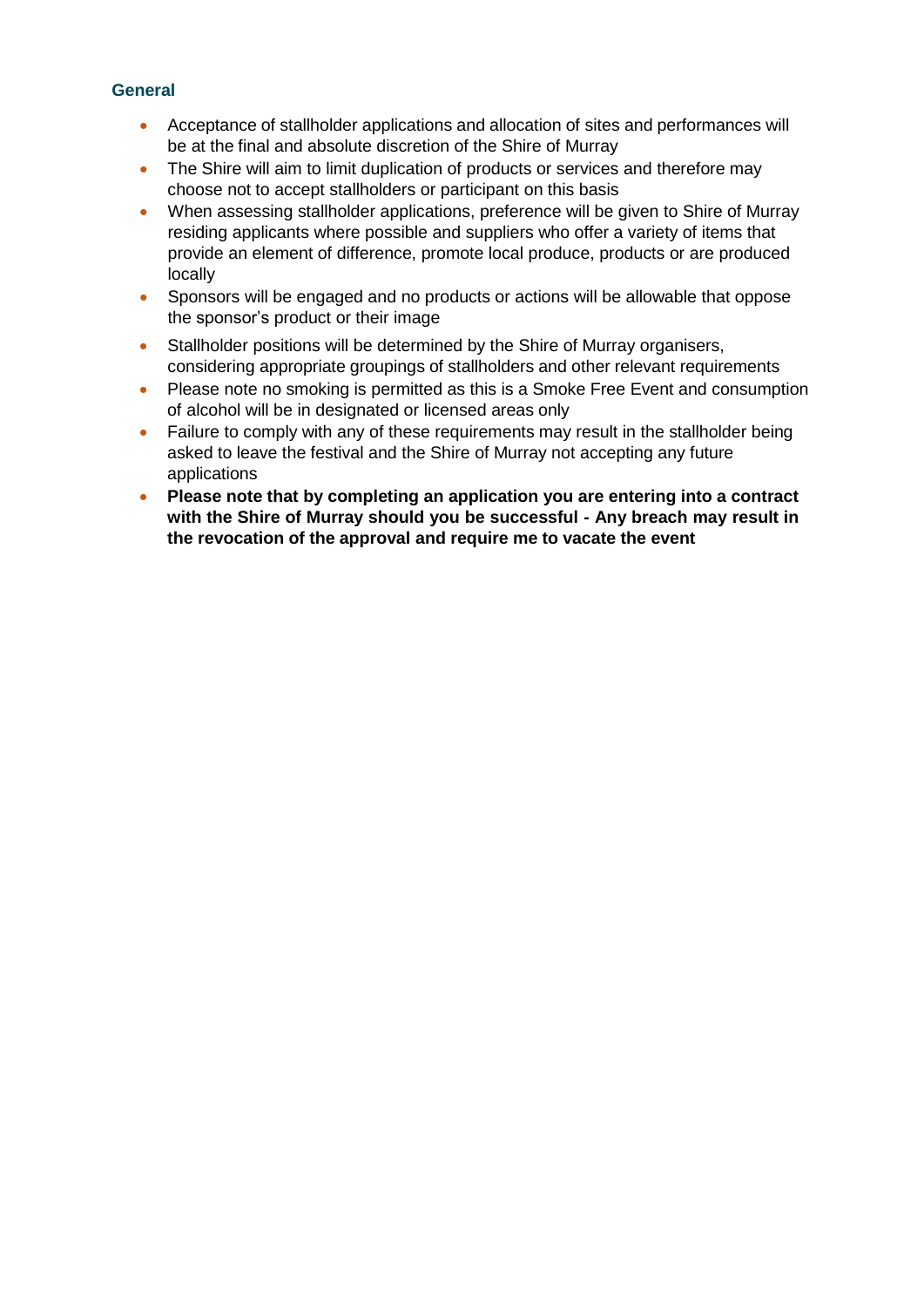### General

- Acceptance of stallholder applications and allocation of sites and performances will be at the final and absolute discretion of the Shire of Murray
- The Shire will aim to limit duplication of products or services and therefore may choose not to accept stallholders or participant on this basis
- When assessing stallholder applications, preference will be given to Shire of Murray residing applicants where possible and suppliers who offer a variety of items that provide an element of difference, promote local produce, products or are produced locally
- Sponsors will be engaged and no products or actions will be allowable that oppose the sponsor's product or their image
- Stallholder positions will be determined by the Shire of Murray organisers, considering appropriate groupings of stallholders and other relevant requirements
- Please note no smoking is permitted as this is a Smoke Free Event and consumption of alcohol will be in designated or licensed areas only
- Failure to comply with any of these requirements may result in the stallholder being asked to leave the festival and the Shire of Murray not accepting any future applications
- **Please note that by completing an application you are entering into a contract with the Shire of Murray should you be successful - Any breach may result in the revocation of the approval and require me to vacate the event**